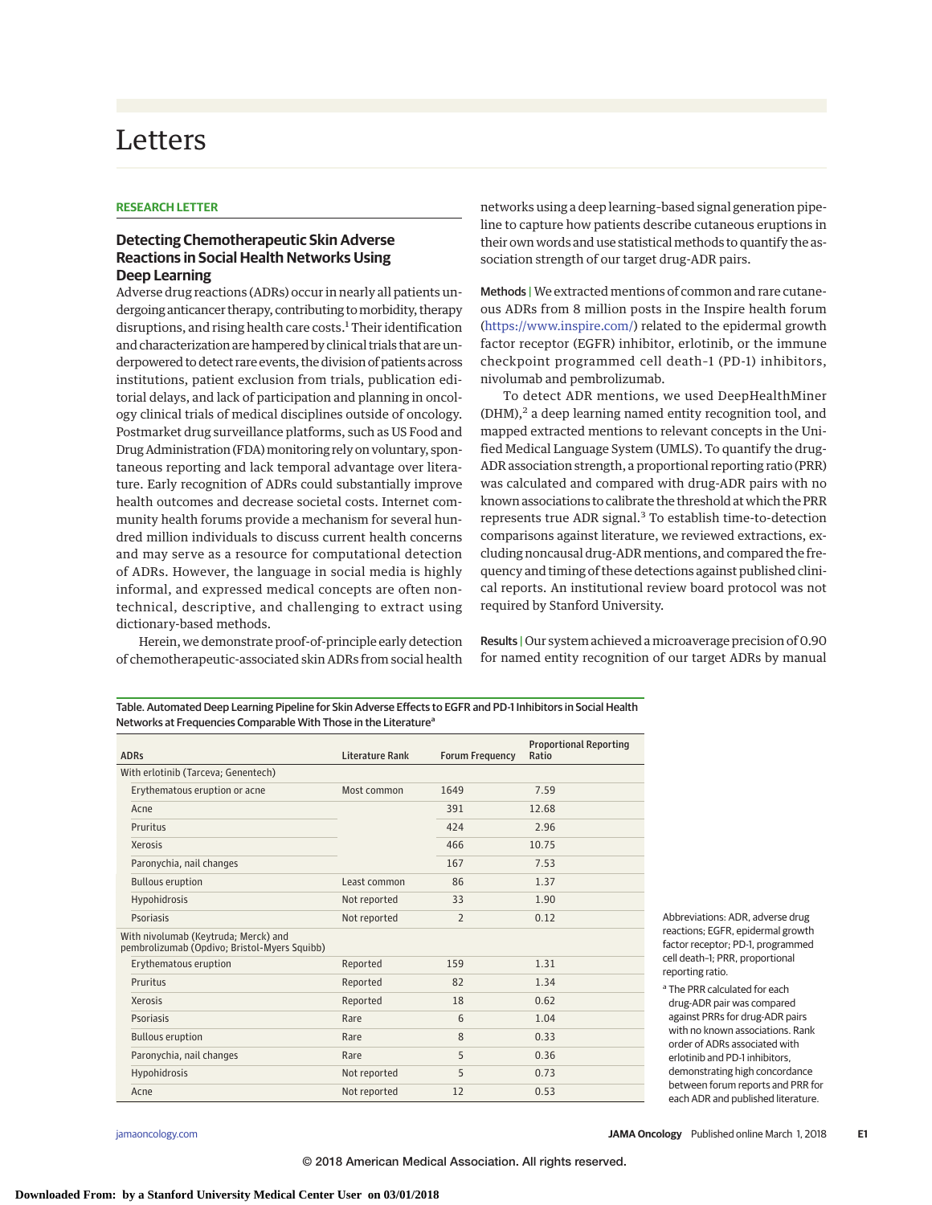# Letters

**RESEARCH LETTER**

## Detecting Chemotherapeutic Skin Adverse Reactions in Social Health Networks Using Deep Learning

Adverse drug reactions (ADRs) occur in nearly all patients undergoing anticancer therapy, contributing to morbidity, therapy disruptions, and rising health care costs.[1] Their identification and characterization are hampered by clinical trials that are underpowered to detect rare events, the division of patients across institutions, patient exclusion from trials, publication editorial delays, and lack of participation and planning in oncology clinical trials of medical disciplines outside of oncology. Postmarket drug surveillance platforms, such as US Food and Drug Administration (FDA) monitoring rely on voluntary, spontaneous reporting and lack temporal advantage over literature. Early recognition of ADRs could substantially improve health outcomes and decrease societal costs. Internet community health forums provide a mechanism for several hundred million individuals to discuss current health concerns and may serve as a resource for computational detection of ADRs. However, the language in social media is highly informal, and expressed medical concepts are often nontechnical, descriptive, and challenging to extract using dictionary-based methods.

Herein, we demonstrate proof-of-principle early detection of chemotherapeutic-associated skin ADRs from social health networks using a deep learning–based signal generation pipeline to capture how patients describe cutaneous eruptions in their own words and use statistical methods to quantify the association strength of our target drug-ADR pairs.

**Methods |** We extracted mentions of common and rare cutaneous ADRs from 8 million posts in the Inspire health forum (https://www.inspire.com/) related to the epidermal growth factor receptor (EGFR) inhibitor, erlotinib, or the immune checkpoint programmed cell death-1 (PD-1) inhibitors, nivolumab and pembrolizumab.

To detect ADR mentions, we used DeepHealthMiner (DHM),[2] a deep learning named entity recognition tool, and mapped extracted mentions to relevant concepts in the Unified Medical Language System (UMLS). To quantify the drug-ADR association strength, a proportional reporting ratio (PRR) was calculated and compared with drug-ADR pairs with no known associations to calibrate the threshold at which the PRR represents true ADR signal.[3] To establish time-to-detection comparisons against literature, we reviewed extractions, excluding noncausal drug-ADR mentions, and compared the frequency and timing of these detections against published clinical reports. An institutional review board protocol was not required by Stanford University.

**Results |** Our system achieved a microaverage precision of 0.90 for named entity recognition of our target ADRs by manual

Table. Automated Deep Learning Pipeline for Skin Adverse Effects to EGFR and PD-1 Inhibitors in Social Health Networks at Frequencies Comparable With Those in the Literature[a]

| ADRs | Literature Rank | Forum Frequency | Proportional Reporting Ratio |
|---|---|---|---|
| With erlotinib (Tarceva; Genentech) | | | |
| Erythematous eruption or acne | Most common | 1649 | 7.59 |
| Acne | | 391 | 12.68 |
| Pruritus | | 424 | 2.96 |
| Xerosis | | 466 | 10.75 |
| Paronychia, nail changes | | 167 | 7.53 |
| Bullous eruption | Least common | 86 | 1.37 |
| Hypohidrosis | Not reported | 33 | 1.90 |
| Psoriasis | Not reported | 2 | 0.12 |
| With nivolumab (Keytruda; Merck) and pembrolizumab (Opdivo; Bristol-Myers Squibb) | | | |
| Erythematous eruption | Reported | 159 | 1.31 |
| Pruritus | Reported | 82 | 1.34 |
| Xerosis | Reported | 18 | 0.62 |
| Psoriasis | Rare | 6 | 1.04 |
| Bullous eruption | Rare | 8 | 0.33 |
| Paronychia, nail changes | Rare | 5 | 0.36 |
| Hypohidrosis | Not reported | 5 | 0.73 |
| Acne | Not reported | 12 | 0.53 |

Abbreviations: ADR, adverse drug reactions; EGFR, epidermal growth factor receptor; PD-1, programmed cell death–1; PRR, proportional reporting ratio.

[a] The PRR calculated for each drug-ADR pair was compared against PRRs for drug-ADR pairs with no known associations. Rank order of ADRs associated with erlotinib and PD-1 inhibitors, demonstrating high concordance between forum reports and PRR for each ADR and published literature.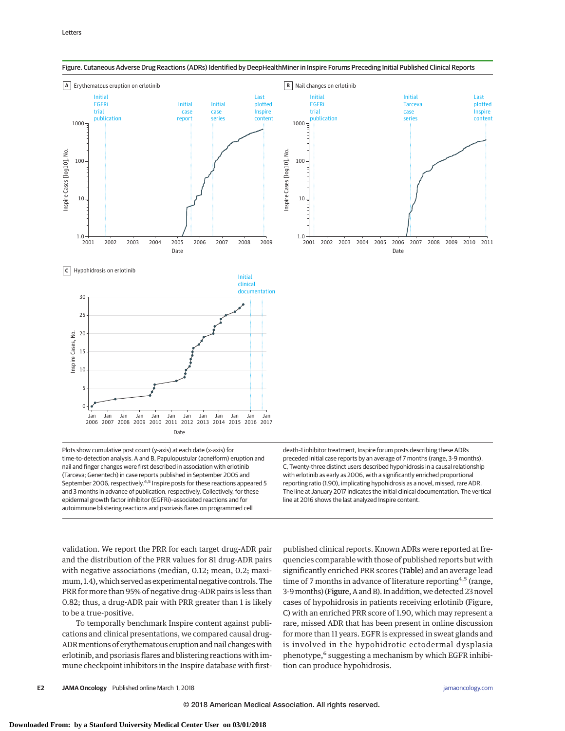**Figure. Cutaneous Adverse Drug Reactions (ADRs) Identified by DeepHealthMiner in Inspire Forums Preceding Initial Published Clinical Reports**

Plots show cumulative post count (y-axis) at each date (x-axis) for time-to-detection analysis. A and B, Papulopustular (acneiform) eruption and nail and finger changes were first described in association with erlotinib (Tarceva; Genentech) in case reports published in September 2005 and September 2006, respectively.[4,5] Inspire posts for these reactions appeared 5 and 3 months in advance of publication, respectively. Collectively, for these epidermal growth factor inhibitor (EGFRi)–associated reactions and for autoimmune blistering reactions and psoriasis flares on programmed cell death–1 inhibitor treatment, Inspire forum posts describing these ADRs preceded initial case reports by an average of 7 months (range, 3-9 months). C, Twenty-three distinct users described hypohidrosis in a causal relationship with erlotinib as early as 2006, with a significantly enriched proportional reporting ratio (1.90), implicating hypohidrosis as a novel, missed, rare ADR. The line at January 2017 indicates the initial clinical documentation. The vertical line at 2016 shows the last analyzed Inspire content.

validation. We report the PRR for each target drug-ADR pair and the distribution of the PRR values for 81 drug-ADR pairs with negative associations (median, 0.12; mean, 0.2; maximum, 1.4), which served as experimental negative controls. The PRR for more than 95% of negative drug-ADR pairs is less than 0.82; thus, a drug-ADR pair with PRR greater than 1 is likely to be a true-positive.

To temporally benchmark Inspire content against publications and clinical presentations, we compared causal drug-ADR mentions of erythematous eruption and nail changes with erlotinib, and psoriasis flares and blistering reactions with immune checkpoint inhibitors in the Inspire database with first-published clinical reports. Known ADRs were reported at frequencies comparable with those of published reports but with significantly enriched PRR scores (**Table**) and an average lead time of 7 months in advance of literature reporting[4,5] (range, 3-9 months) (**Figure**, A and B). In addition, we detected 23 novel cases of hypohidrosis in patients receiving erlotinib (Figure, C) with an enriched PRR score of 1.90, which may represent a rare, missed ADR that has been present in online discussion for more than 11 years. EGFR is expressed in sweat glands and is involved in the hypohidrotic ectodermal dysplasia phenotype,[6] suggesting a mechanism by which EGFR inhibition can produce hypohidrosis.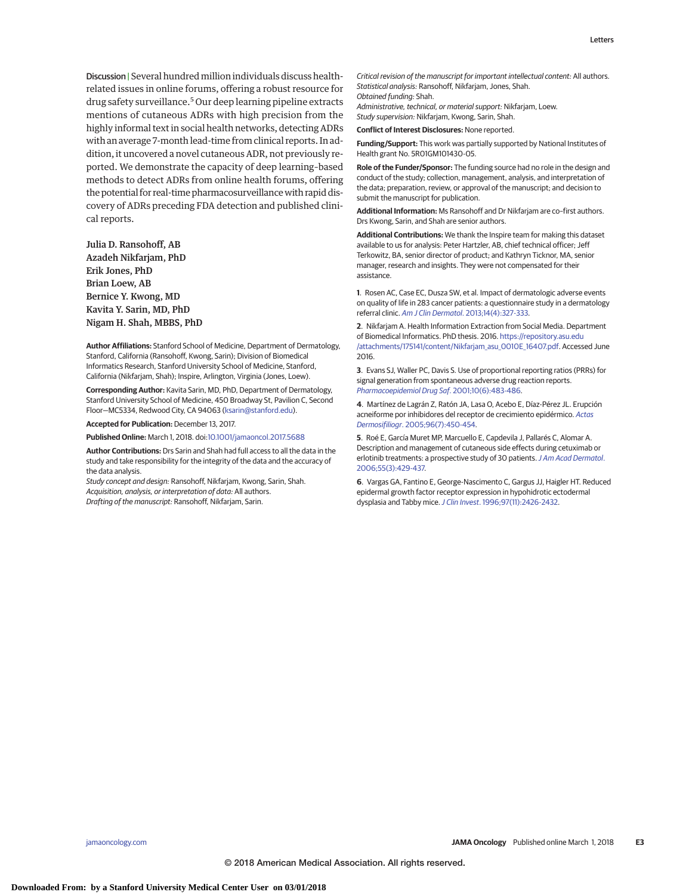**Discussion** | Several hundred million individuals discuss health-related issues in online forums, offering a robust resource for drug safety surveillance.[5] Our deep learning pipeline extracts mentions of cutaneous ADRs with high precision from the highly informal text in social health networks, detecting ADRs with an average 7-month lead-time from clinical reports. In addition, it uncovered a novel cutaneous ADR, not previously reported. We demonstrate the capacity of deep learning–based methods to detect ADRs from online health forums, offering the potential for real-time pharmacosurveillance with rapid discovery of ADRs preceding FDA detection and published clinical reports.

**Julia D. Ransohoff, AB**
**Azadeh Nikfarjam, PhD**
**Erik Jones, PhD**
**Brian Loew, AB**
**Bernice Y. Kwong, MD**
**Kavita Y. Sarin, MD, PhD**
**Nigam H. Shah, MBBS, PhD**

**Author Affiliations:** Stanford School of Medicine, Department of Dermatology, Stanford, California (Ransohoff, Kwong, Sarin); Division of Biomedical Informatics Research, Stanford University School of Medicine, Stanford, California (Nikfarjam, Shah); Inspire, Arlington, Virginia (Jones, Loew).

**Corresponding Author:** Kavita Sarin, MD, PhD, Department of Dermatology, Stanford University School of Medicine, 450 Broadway St, Pavilion C, Second Floor—MC5334, Redwood City, CA 94063 (ksarin@stanford.edu).

**Accepted for Publication:** December 13, 2017.

**Published Online:** March 1, 2018. doi:10.1001/jamaoncol.2017.5688

**Author Contributions:** Drs Sarin and Shah had full access to all the data in the study and take responsibility for the integrity of the data and the accuracy of the data analysis.
*Study concept and design:* Ransohoff, Nikfarjam, Kwong, Sarin, Shah.
*Acquisition, analysis, or interpretation of data:* All authors.
*Drafting of the manuscript:* Ransohoff, Nikfarjam, Sarin.
*Critical revision of the manuscript for important intellectual content:* All authors.
*Statistical analysis:* Ransohoff, Nikfarjam, Jones, Shah.
*Obtained funding:* Shah.
*Administrative, technical, or material support:* Nikfarjam, Loew.
*Study supervision:* Nikfarjam, Kwong, Sarin, Shah.

**Conflict of Interest Disclosures:** None reported.

**Funding/Support:** This work was partially supported by National Institutes of Health grant No. 5R01GM101430-05.

**Role of the Funder/Sponsor:** The funding source had no role in the design and conduct of the study; collection, management, analysis, and interpretation of the data; preparation, review, or approval of the manuscript; and decision to submit the manuscript for publication.

**Additional Information:** Ms Ransohoff and Dr Nikfarjam are co–first authors. Drs Kwong, Sarin, and Shah are senior authors.

**Additional Contributions:** We thank the Inspire team for making this dataset available to us for analysis: Peter Hartzler, AB, chief technical officer; Jeff Terkowitz, BA, senior director of product; and Kathryn Ticknor, MA, senior manager, research and insights. They were not compensated for their assistance.

**1**. Rosen AC, Case EC, Dusza SW, et al. Impact of dermatologic adverse events on quality of life in 283 cancer patients: a questionnaire study in a dermatology referral clinic. *Am J Clin Dermatol*. 2013;14(4):327-333.

**2**. Nikfarjam A. Health Information Extraction from Social Media. Department of Biomedical Informatics. PhD thesis. 2016. https://repository.asu.edu/attachments/175141/content/Nikfarjam_asu_0010E_16407.pdf. Accessed June 2016.

**3**. Evans SJ, Waller PC, Davis S. Use of proportional reporting ratios (PRRs) for signal generation from spontaneous adverse drug reaction reports. *Pharmacoepidemiol Drug Saf*. 2001;10(6):483-486.

**4**. Martínez de Lagrán Z, Ratón JA, Lasa O, Acebo E, Díaz-Pérez JL. Erupción acneiforme por inhibidores del receptor de crecimiento epidérmico. *Actas Dermosifiliogr*. 2005;96(7):450-454.

**5**. Roé E, García Muret MP, Marcuello E, Capdevila J, Pallarés C, Alomar A. Description and management of cutaneous side effects during cetuximab or erlotinib treatments: a prospective study of 30 patients. *J Am Acad Dermatol*. 2006;55(3):429-437.

**6**. Vargas GA, Fantino E, George-Nascimento C, Gargus JJ, Haigler HT. Reduced epidermal growth factor receptor expression in hypohidrotic ectodermal dysplasia and Tabby mice. *J Clin Invest*. 1996;97(11):2426-2432.